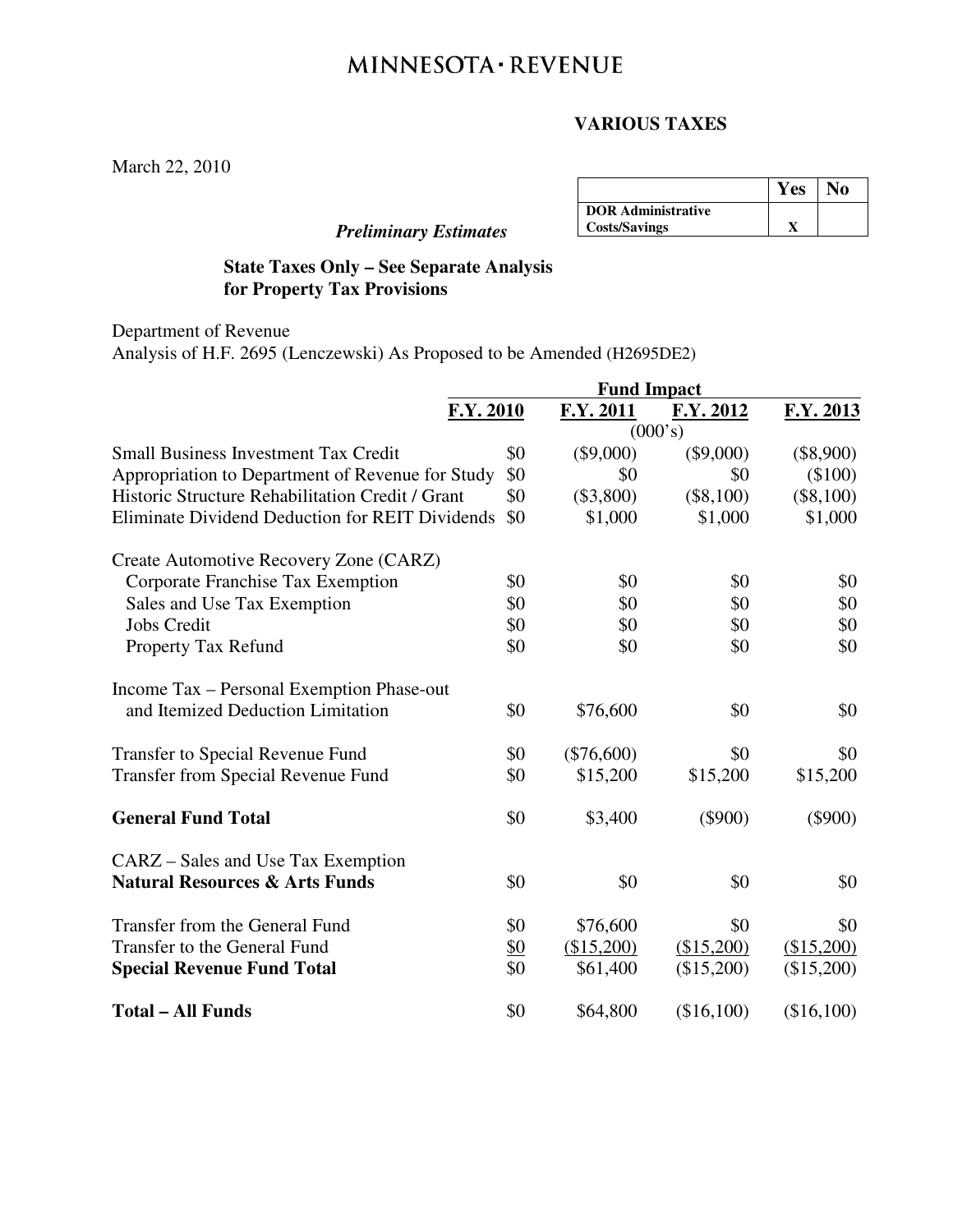# MINNESOTA · REVENUE

**VARIOUS TAXES**

March 22, 2010

| | Yes | No |
|---|---|---|
| **DOR Administrative Costs/Savings** | X | |

*Preliminary Estimates*

**State Taxes Only – See Separate Analysis for Property Tax Provisions**

Department of Revenue
Analysis of H.F. 2695 (Lenczewski) As Proposed to be Amended (H2695DE2)

| | Fund Impact | | | |
|---|---|---|---|---|
| | F.Y. 2010 | F.Y. 2011 | F.Y. 2012 | F.Y. 2013 |
| | | (000's) | | |
| Small Business Investment Tax Credit | $0 | ($9,000) | ($9,000) | ($8,900) |
| Appropriation to Department of Revenue for Study | $0 | $0 | $0 | ($100) |
| Historic Structure Rehabilitation Credit / Grant | $0 | ($3,800) | ($8,100) | ($8,100) |
| Eliminate Dividend Deduction for REIT Dividends | $0 | $1,000 | $1,000 | $1,000 |
| Create Automotive Recovery Zone (CARZ) | | | | |
| Corporate Franchise Tax Exemption | $0 | $0 | $0 | $0 |
| Sales and Use Tax Exemption | $0 | $0 | $0 | $0 |
| Jobs Credit | $0 | $0 | $0 | $0 |
| Property Tax Refund | $0 | $0 | $0 | $0 |
| Income Tax – Personal Exemption Phase-out and Itemized Deduction Limitation | $0 | $76,600 | $0 | $0 |
| Transfer to Special Revenue Fund | $0 | ($76,600) | $0 | $0 |
| Transfer from Special Revenue Fund | $0 | $15,200 | $15,200 | $15,200 |
| **General Fund Total** | $0 | $3,400 | ($900) | ($900) |
| CARZ – Sales and Use Tax Exemption **Natural Resources & Arts Funds** | $0 | $0 | $0 | $0 |
| Transfer from the General Fund | $0 | $76,600 | $0 | $0 |
| Transfer to the General Fund | $0 | ($15,200) | ($15,200) | ($15,200) |
| **Special Revenue Fund Total** | $0 | $61,400 | ($15,200) | ($15,200) |
| **Total – All Funds** | $0 | $64,800 | ($16,100) | ($16,100) |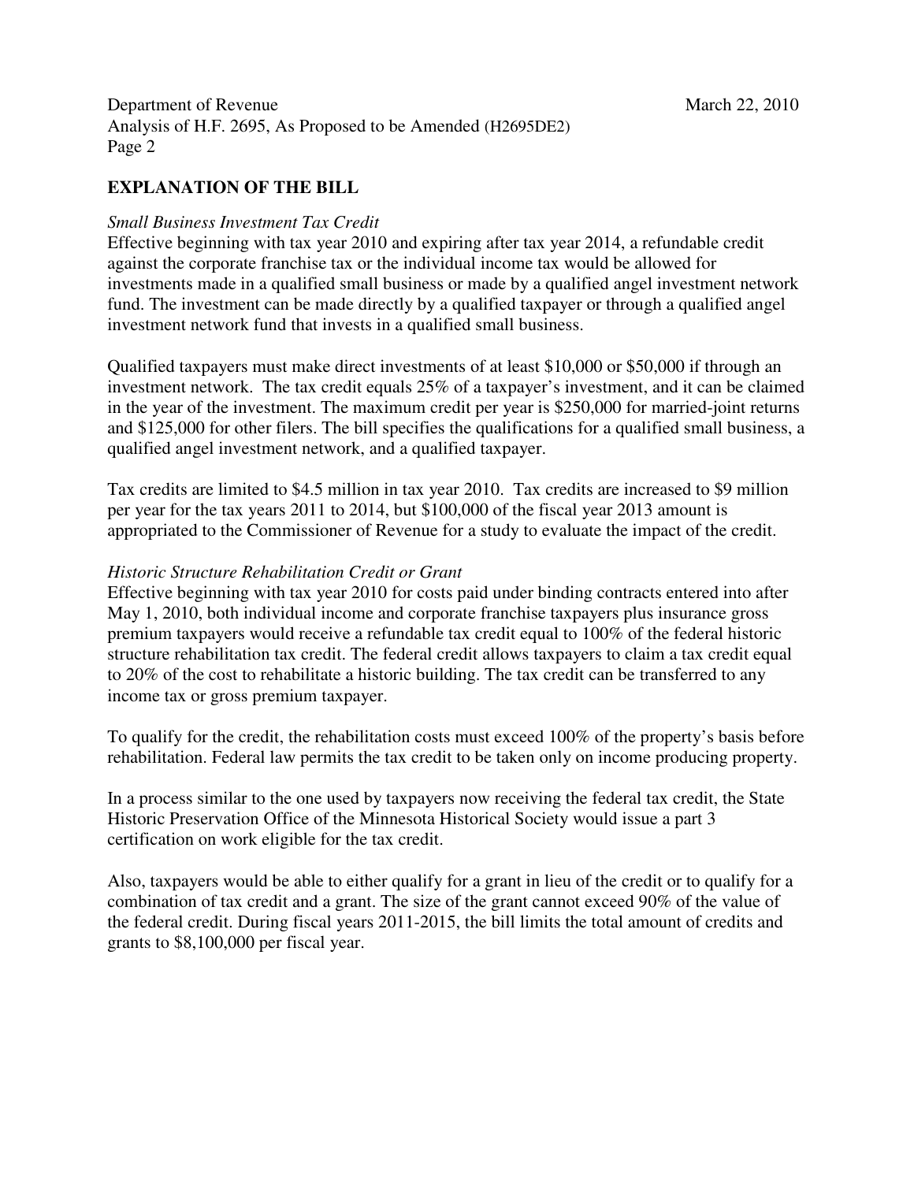## EXPLANATION OF THE BILL

*Small Business Investment Tax Credit*

Effective beginning with tax year 2010 and expiring after tax year 2014, a refundable credit against the corporate franchise tax or the individual income tax would be allowed for investments made in a qualified small business or made by a qualified angel investment network fund. The investment can be made directly by a qualified taxpayer or through a qualified angel investment network fund that invests in a qualified small business.

Qualified taxpayers must make direct investments of at least $10,000 or $50,000 if through an investment network. The tax credit equals 25% of a taxpayer's investment, and it can be claimed in the year of the investment. The maximum credit per year is $250,000 for married-joint returns and $125,000 for other filers. The bill specifies the qualifications for a qualified small business, a qualified angel investment network, and a qualified taxpayer.

Tax credits are limited to $4.5 million in tax year 2010. Tax credits are increased to $9 million per year for the tax years 2011 to 2014, but $100,000 of the fiscal year 2013 amount is appropriated to the Commissioner of Revenue for a study to evaluate the impact of the credit.

*Historic Structure Rehabilitation Credit or Grant*

Effective beginning with tax year 2010 for costs paid under binding contracts entered into after May 1, 2010, both individual income and corporate franchise taxpayers plus insurance gross premium taxpayers would receive a refundable tax credit equal to 100% of the federal historic structure rehabilitation tax credit. The federal credit allows taxpayers to claim a tax credit equal to 20% of the cost to rehabilitate a historic building. The tax credit can be transferred to any income tax or gross premium taxpayer.

To qualify for the credit, the rehabilitation costs must exceed 100% of the property's basis before rehabilitation. Federal law permits the tax credit to be taken only on income producing property.

In a process similar to the one used by taxpayers now receiving the federal tax credit, the State Historic Preservation Office of the Minnesota Historical Society would issue a part 3 certification on work eligible for the tax credit.

Also, taxpayers would be able to either qualify for a grant in lieu of the credit or to qualify for a combination of tax credit and a grant. The size of the grant cannot exceed 90% of the value of the federal credit. During fiscal years 2011-2015, the bill limits the total amount of credits and grants to $8,100,000 per fiscal year.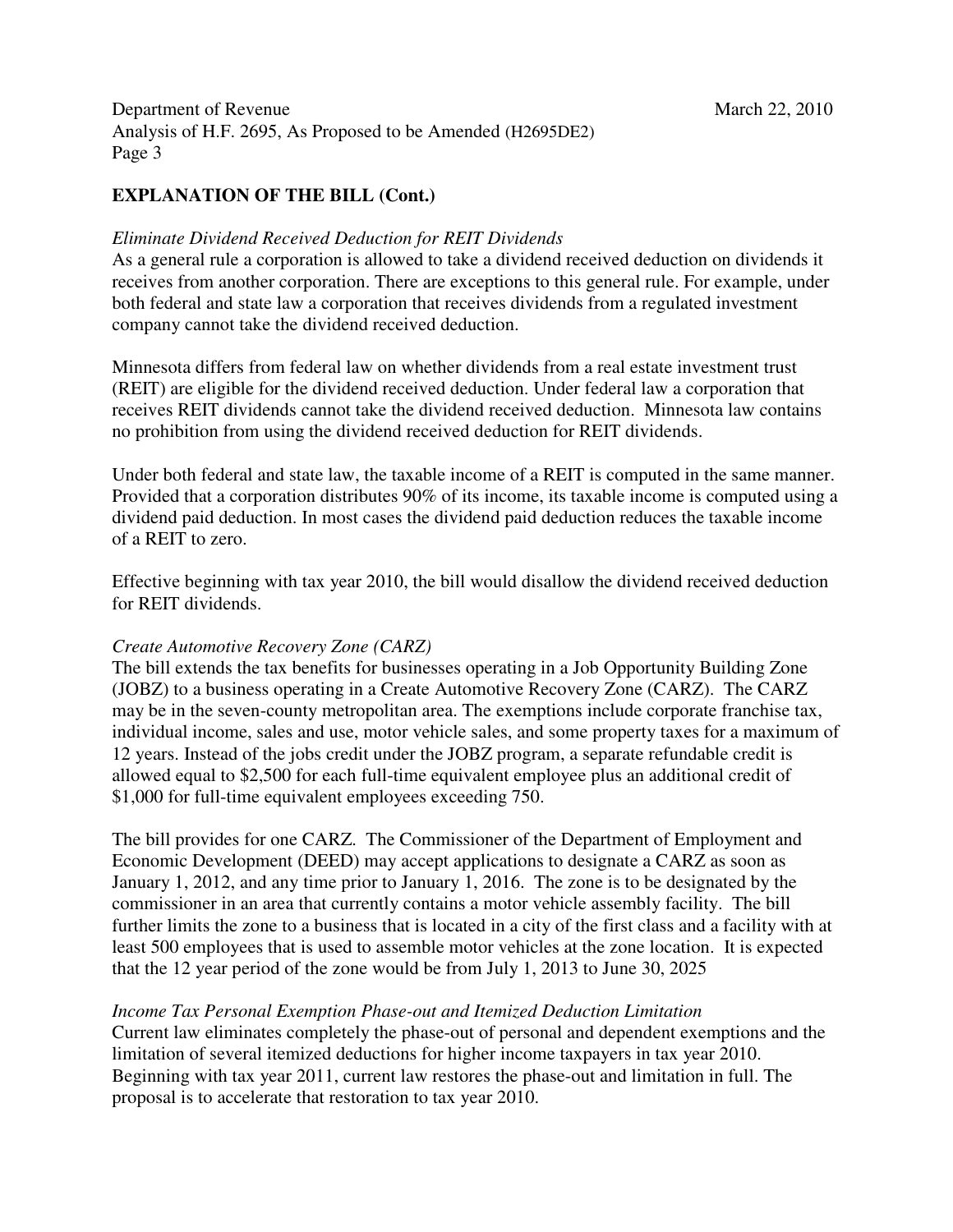**EXPLANATION OF THE BILL (Cont.)**

*Eliminate Dividend Received Deduction for REIT Dividends*

As a general rule a corporation is allowed to take a dividend received deduction on dividends it receives from another corporation. There are exceptions to this general rule. For example, under both federal and state law a corporation that receives dividends from a regulated investment company cannot take the dividend received deduction.

Minnesota differs from federal law on whether dividends from a real estate investment trust (REIT) are eligible for the dividend received deduction. Under federal law a corporation that receives REIT dividends cannot take the dividend received deduction. Minnesota law contains no prohibition from using the dividend received deduction for REIT dividends.

Under both federal and state law, the taxable income of a REIT is computed in the same manner. Provided that a corporation distributes 90% of its income, its taxable income is computed using a dividend paid deduction. In most cases the dividend paid deduction reduces the taxable income of a REIT to zero.

Effective beginning with tax year 2010, the bill would disallow the dividend received deduction for REIT dividends.

*Create Automotive Recovery Zone (CARZ)*

The bill extends the tax benefits for businesses operating in a Job Opportunity Building Zone (JOBZ) to a business operating in a Create Automotive Recovery Zone (CARZ). The CARZ may be in the seven-county metropolitan area. The exemptions include corporate franchise tax, individual income, sales and use, motor vehicle sales, and some property taxes for a maximum of 12 years. Instead of the jobs credit under the JOBZ program, a separate refundable credit is allowed equal to $2,500 for each full-time equivalent employee plus an additional credit of $1,000 for full-time equivalent employees exceeding 750.

The bill provides for one CARZ. The Commissioner of the Department of Employment and Economic Development (DEED) may accept applications to designate a CARZ as soon as January 1, 2012, and any time prior to January 1, 2016. The zone is to be designated by the commissioner in an area that currently contains a motor vehicle assembly facility. The bill further limits the zone to a business that is located in a city of the first class and a facility with at least 500 employees that is used to assemble motor vehicles at the zone location. It is expected that the 12 year period of the zone would be from July 1, 2013 to June 30, 2025

*Income Tax Personal Exemption Phase-out and Itemized Deduction Limitation*

Current law eliminates completely the phase-out of personal and dependent exemptions and the limitation of several itemized deductions for higher income taxpayers in tax year 2010. Beginning with tax year 2011, current law restores the phase-out and limitation in full. The proposal is to accelerate that restoration to tax year 2010.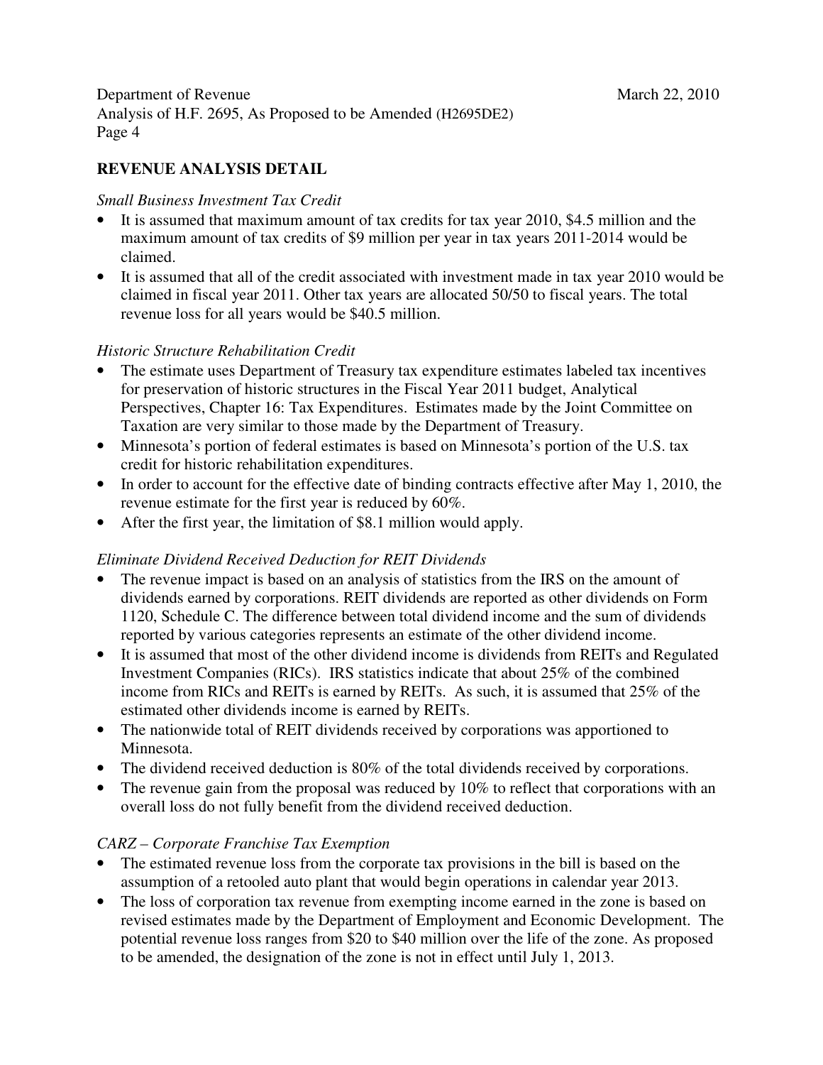## REVENUE ANALYSIS DETAIL

*Small Business Investment Tax Credit*

- It is assumed that maximum amount of tax credits for tax year 2010, $4.5 million and the maximum amount of tax credits of $9 million per year in tax years 2011-2014 would be claimed.
- It is assumed that all of the credit associated with investment made in tax year 2010 would be claimed in fiscal year 2011. Other tax years are allocated 50/50 to fiscal years. The total revenue loss for all years would be $40.5 million.

*Historic Structure Rehabilitation Credit*

- The estimate uses Department of Treasury tax expenditure estimates labeled tax incentives for preservation of historic structures in the Fiscal Year 2011 budget, Analytical Perspectives, Chapter 16: Tax Expenditures. Estimates made by the Joint Committee on Taxation are very similar to those made by the Department of Treasury.
- Minnesota's portion of federal estimates is based on Minnesota's portion of the U.S. tax credit for historic rehabilitation expenditures.
- In order to account for the effective date of binding contracts effective after May 1, 2010, the revenue estimate for the first year is reduced by 60%.
- After the first year, the limitation of $8.1 million would apply.

*Eliminate Dividend Received Deduction for REIT Dividends*

- The revenue impact is based on an analysis of statistics from the IRS on the amount of dividends earned by corporations. REIT dividends are reported as other dividends on Form 1120, Schedule C. The difference between total dividend income and the sum of dividends reported by various categories represents an estimate of the other dividend income.
- It is assumed that most of the other dividend income is dividends from REITs and Regulated Investment Companies (RICs). IRS statistics indicate that about 25% of the combined income from RICs and REITs is earned by REITs. As such, it is assumed that 25% of the estimated other dividends income is earned by REITs.
- The nationwide total of REIT dividends received by corporations was apportioned to Minnesota.
- The dividend received deduction is 80% of the total dividends received by corporations.
- The revenue gain from the proposal was reduced by 10% to reflect that corporations with an overall loss do not fully benefit from the dividend received deduction.

*CARZ – Corporate Franchise Tax Exemption*

- The estimated revenue loss from the corporate tax provisions in the bill is based on the assumption of a retooled auto plant that would begin operations in calendar year 2013.
- The loss of corporation tax revenue from exempting income earned in the zone is based on revised estimates made by the Department of Employment and Economic Development. The potential revenue loss ranges from $20 to $40 million over the life of the zone. As proposed to be amended, the designation of the zone is not in effect until July 1, 2013.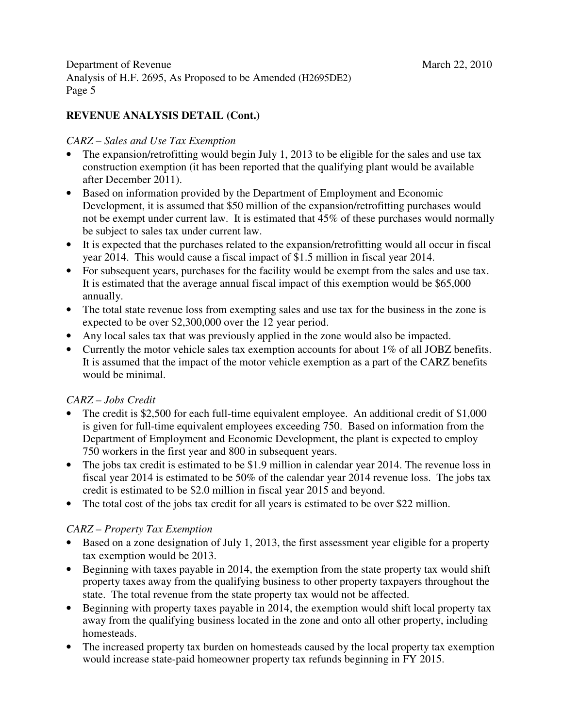## REVENUE ANALYSIS DETAIL (Cont.)

*CARZ – Sales and Use Tax Exemption*

- The expansion/retrofitting would begin July 1, 2013 to be eligible for the sales and use tax construction exemption (it has been reported that the qualifying plant would be available after December 2011).
- Based on information provided by the Department of Employment and Economic Development, it is assumed that $50 million of the expansion/retrofitting purchases would not be exempt under current law. It is estimated that 45% of these purchases would normally be subject to sales tax under current law.
- It is expected that the purchases related to the expansion/retrofitting would all occur in fiscal year 2014. This would cause a fiscal impact of $1.5 million in fiscal year 2014.
- For subsequent years, purchases for the facility would be exempt from the sales and use tax. It is estimated that the average annual fiscal impact of this exemption would be $65,000 annually.
- The total state revenue loss from exempting sales and use tax for the business in the zone is expected to be over $2,300,000 over the 12 year period.
- Any local sales tax that was previously applied in the zone would also be impacted.
- Currently the motor vehicle sales tax exemption accounts for about 1% of all JOBZ benefits. It is assumed that the impact of the motor vehicle exemption as a part of the CARZ benefits would be minimal.

*CARZ – Jobs Credit*

- The credit is $2,500 for each full-time equivalent employee. An additional credit of $1,000 is given for full-time equivalent employees exceeding 750. Based on information from the Department of Employment and Economic Development, the plant is expected to employ 750 workers in the first year and 800 in subsequent years.
- The jobs tax credit is estimated to be $1.9 million in calendar year 2014. The revenue loss in fiscal year 2014 is estimated to be 50% of the calendar year 2014 revenue loss. The jobs tax credit is estimated to be $2.0 million in fiscal year 2015 and beyond.
- The total cost of the jobs tax credit for all years is estimated to be over $22 million.

*CARZ – Property Tax Exemption*

- Based on a zone designation of July 1, 2013, the first assessment year eligible for a property tax exemption would be 2013.
- Beginning with taxes payable in 2014, the exemption from the state property tax would shift property taxes away from the qualifying business to other property taxpayers throughout the state. The total revenue from the state property tax would not be affected.
- Beginning with property taxes payable in 2014, the exemption would shift local property tax away from the qualifying business located in the zone and onto all other property, including homesteads.
- The increased property tax burden on homesteads caused by the local property tax exemption would increase state-paid homeowner property tax refunds beginning in FY 2015.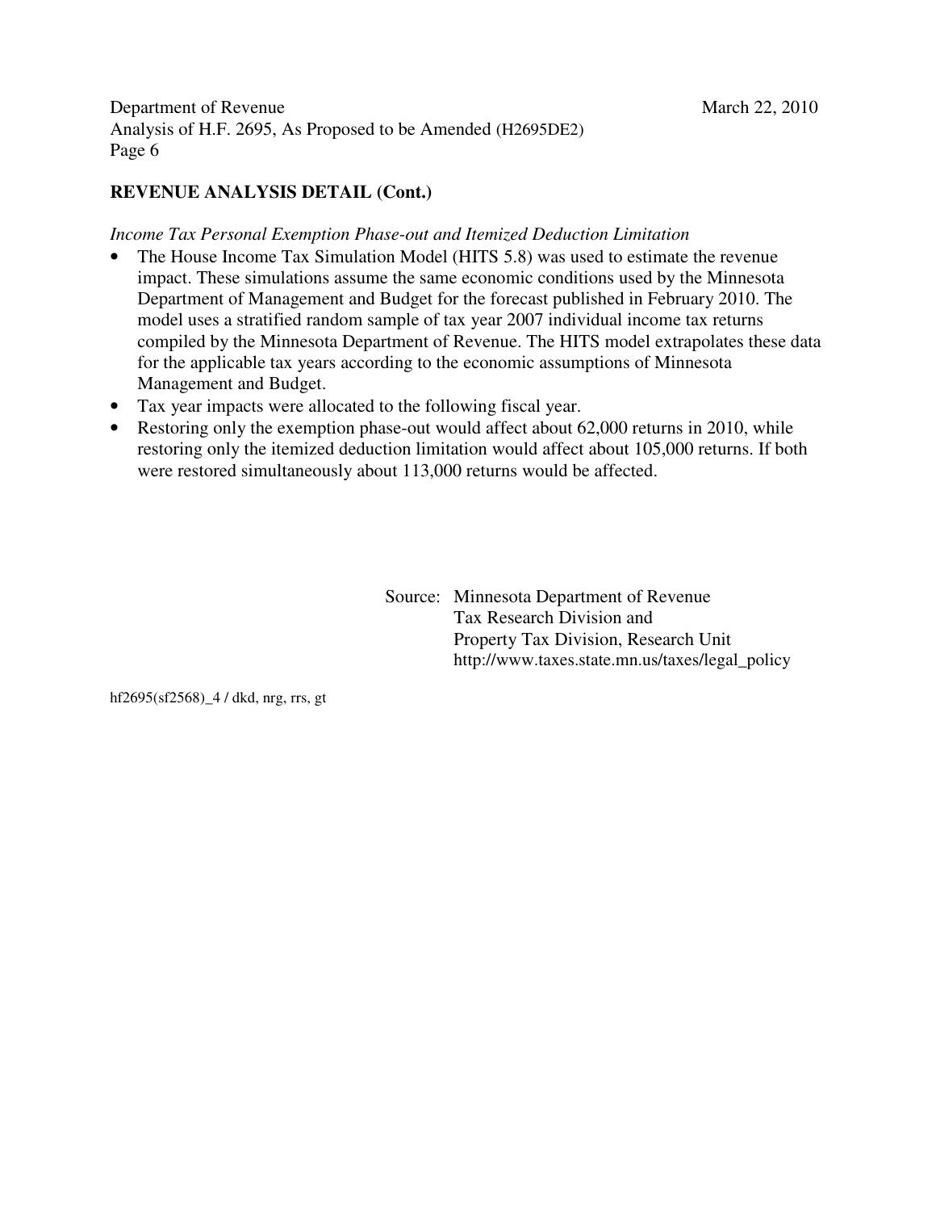**REVENUE ANALYSIS DETAIL (Cont.)**

*Income Tax Personal Exemption Phase-out and Itemized Deduction Limitation*

- The House Income Tax Simulation Model (HITS 5.8) was used to estimate the revenue impact. These simulations assume the same economic conditions used by the Minnesota Department of Management and Budget for the forecast published in February 2010. The model uses a stratified random sample of tax year 2007 individual income tax returns compiled by the Minnesota Department of Revenue. The HITS model extrapolates these data for the applicable tax years according to the economic assumptions of Minnesota Management and Budget.
- Tax year impacts were allocated to the following fiscal year.
- Restoring only the exemption phase-out would affect about 62,000 returns in 2010, while restoring only the itemized deduction limitation would affect about 105,000 returns. If both were restored simultaneously about 113,000 returns would be affected.

Source: Minnesota Department of Revenue
Tax Research Division and
Property Tax Division, Research Unit
http://www.taxes.state.mn.us/taxes/legal_policy

hf2695(sf2568)_4 / dkd, nrg, rrs, gt